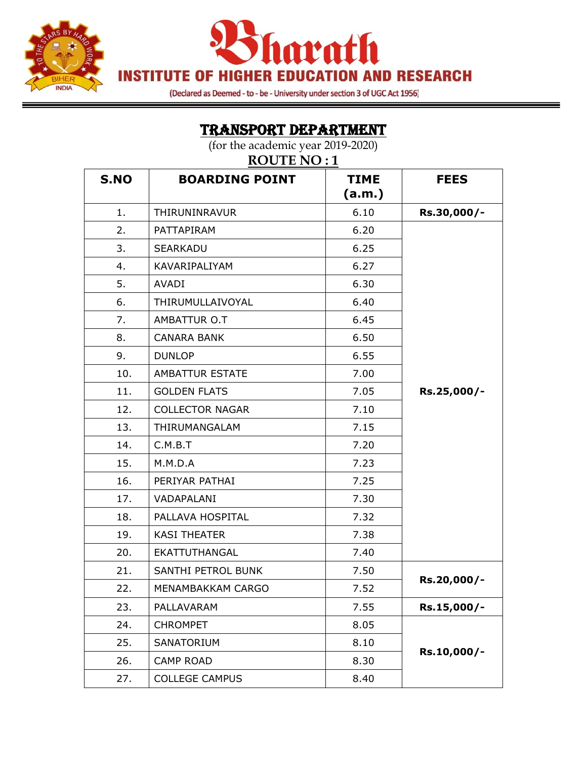# Bharath

## INSTITUTE OF HIGHER EDUCATION AND RESEARCH

(Declared as Deemed - to - be - University under section 3 of UGC Act 1956)

## TRANSPORT DEPARTMENT

(for the academic year 2019-2020)

### ROUTE NO : 1

| S.NO | BOARDING POINT | TIME (a.m.) | FEES |
|---|---|---|---|
| 1. | THIRUNINRAVUR | 6.10 | **Rs.30,000/-** |
| 2. | PATTAPIRAM | 6.20 | **Rs.25,000/-** |
| 3. | SEARKADU | 6.25 | |
| 4. | KAVARIPALIYAM | 6.27 | |
| 5. | AVADI | 6.30 | |
| 6. | THIRUMULLAIVOYAL | 6.40 | |
| 7. | AMBATTUR O.T | 6.45 | |
| 8. | CANARA BANK | 6.50 | |
| 9. | DUNLOP | 6.55 | |
| 10. | AMBATTUR ESTATE | 7.00 | |
| 11. | GOLDEN FLATS | 7.05 | |
| 12. | COLLECTOR NAGAR | 7.10 | |
| 13. | THIRUMANGALAM | 7.15 | |
| 14. | C.M.B.T | 7.20 | |
| 15. | M.M.D.A | 7.23 | |
| 16. | PERIYAR PATHAI | 7.25 | |
| 17. | VADAPALANI | 7.30 | |
| 18. | PALLAVA HOSPITAL | 7.32 | |
| 19. | KASI THEATER | 7.38 | |
| 20. | EKATTUTHANGAL | 7.40 | |
| 21. | SANTHI PETROL BUNK | 7.50 | **Rs.20,000/-** |
| 22. | MENAMBAKKAM CARGO | 7.52 | |
| 23. | PALLAVARAM | 7.55 | **Rs.15,000/-** |
| 24. | CHROMPET | 8.05 | **Rs.10,000/-** |
| 25. | SANATORIUM | 8.10 | |
| 26. | CAMP ROAD | 8.30 | |
| 27. | COLLEGE CAMPUS | 8.40 | |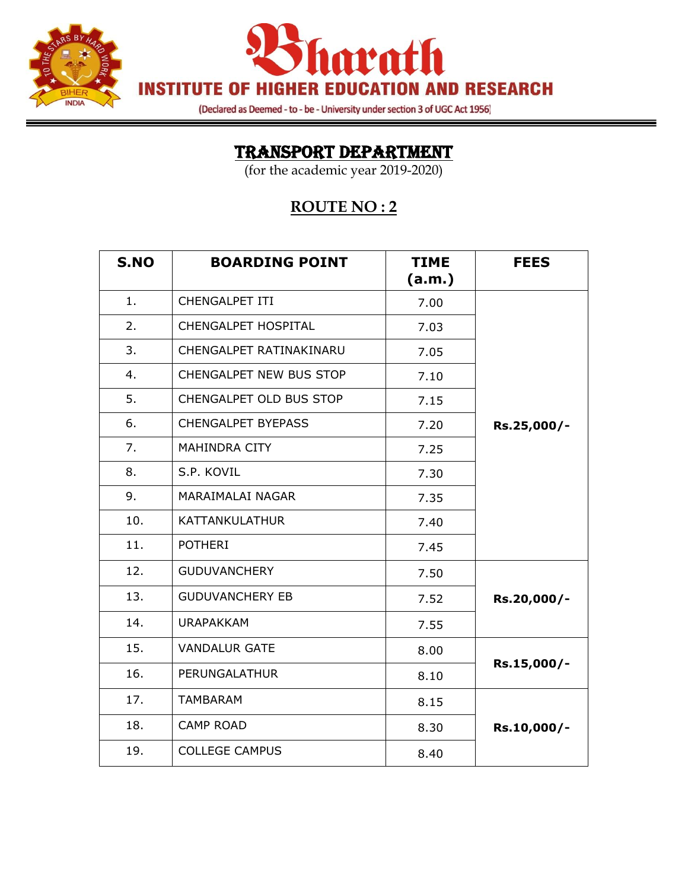# Bharath

## INSTITUTE OF HIGHER EDUCATION AND RESEARCH

(Declared as Deemed - to - be - University under section 3 of UGC Act 1956)

## TRANSPORT DEPARTMENT

(for the academic year 2019-2020)

## ROUTE NO : 2

| S.NO | BOARDING POINT | TIME (a.m.) | FEES |
|---|---|---|---|
| 1. | CHENGALPET ITI | 7.00 | Rs.25,000/- |
| 2. | CHENGALPET HOSPITAL | 7.03 | |
| 3. | CHENGALPET RATINAKINARU | 7.05 | |
| 4. | CHENGALPET NEW BUS STOP | 7.10 | |
| 5. | CHENGALPET OLD BUS STOP | 7.15 | |
| 6. | CHENGALPET BYEPASS | 7.20 | |
| 7. | MAHINDRA CITY | 7.25 | |
| 8. | S.P. KOVIL | 7.30 | |
| 9. | MARAIMALAI NAGAR | 7.35 | |
| 10. | KATTANKULATHUR | 7.40 | |
| 11. | POTHERI | 7.45 | |
| 12. | GUDUVANCHERY | 7.50 | Rs.20,000/- |
| 13. | GUDUVANCHERY EB | 7.52 | |
| 14. | URAPAKKAM | 7.55 | |
| 15. | VANDALUR GATE | 8.00 | Rs.15,000/- |
| 16. | PERUNGALATHUR | 8.10 | |
| 17. | TAMBARAM | 8.15 | Rs.10,000/- |
| 18. | CAMP ROAD | 8.30 | |
| 19. | COLLEGE CAMPUS | 8.40 | |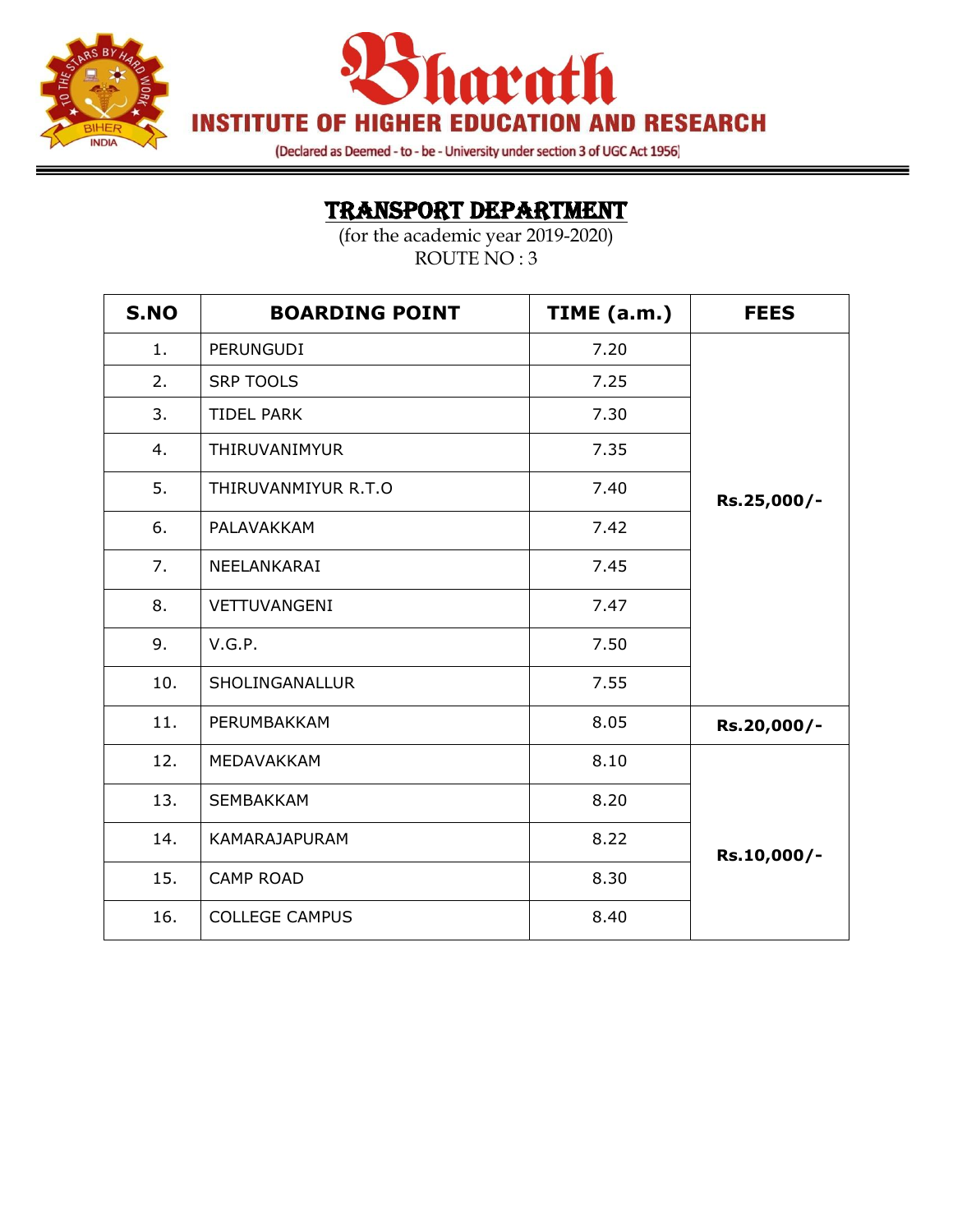# Bharath

## INSTITUTE OF HIGHER EDUCATION AND RESEARCH

(Declared as Deemed - to - be - University under section 3 of UGC Act 1956)

## TRANSPORT DEPARTMENT

(for the academic year 2019-2020)

ROUTE NO : 3

| S.NO | BOARDING POINT | TIME (a.m.) | FEES |
|---|---|---|---|
| 1. | PERUNGUDI | 7.20 | **Rs.25,000/-** |
| 2. | SRP TOOLS | 7.25 | |
| 3. | TIDEL PARK | 7.30 | |
| 4. | THIRUVANIMYUR | 7.35 | |
| 5. | THIRUVANMIYUR R.T.O | 7.40 | |
| 6. | PALAVAKKAM | 7.42 | |
| 7. | NEELANKARAI | 7.45 | |
| 8. | VETTUVANGENI | 7.47 | |
| 9. | V.G.P. | 7.50 | |
| 10. | SHOLINGANALLUR | 7.55 | |
| 11. | PERUMBAKKAM | 8.05 | **Rs.20,000/-** |
| 12. | MEDAVAKKAM | 8.10 | **Rs.10,000/-** |
| 13. | SEMBAKKAM | 8.20 | |
| 14. | KAMARAJAPURAM | 8.22 | |
| 15. | CAMP ROAD | 8.30 | |
| 16. | COLLEGE CAMPUS | 8.40 | |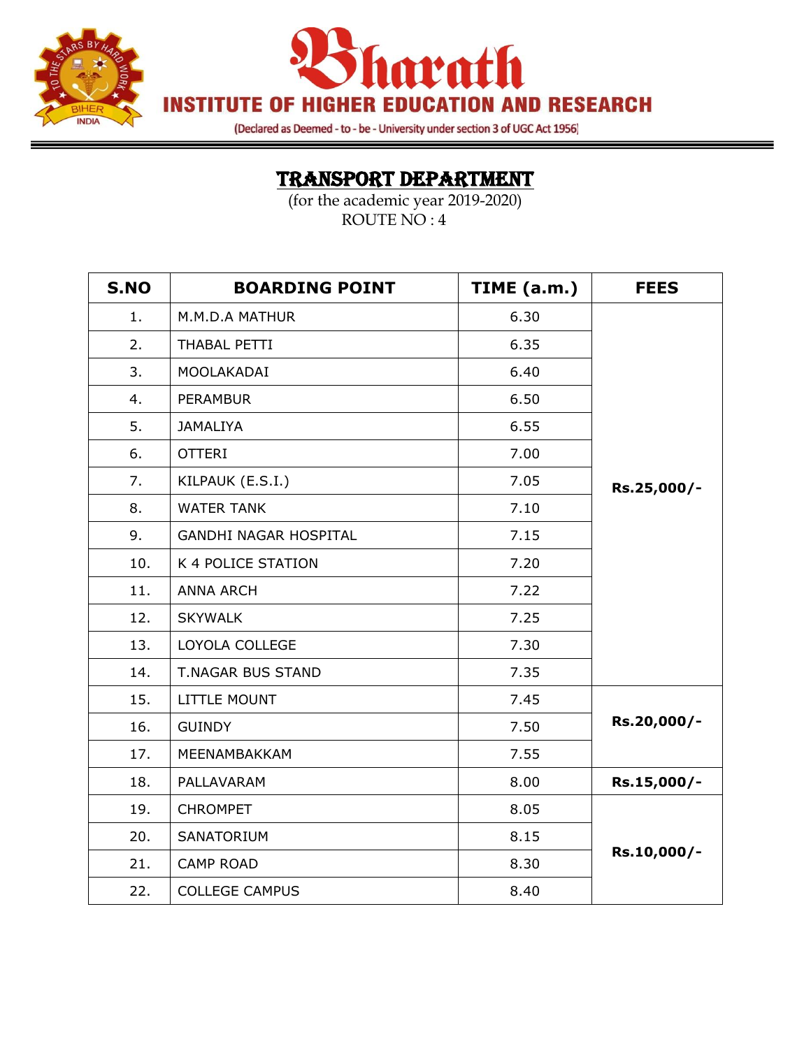# Bharath

## INSTITUTE OF HIGHER EDUCATION AND RESEARCH

(Declared as Deemed - to - be - University under section 3 of UGC Act 1956)

## TRANSPORT DEPARTMENT

(for the academic year 2019-2020)

ROUTE NO : 4

| S.NO | BOARDING POINT | TIME (a.m.) | FEES |
|---|---|---|---|
| 1. | M.M.D.A MATHUR | 6.30 | **Rs.25,000/-** |
| 2. | THABAL PETTI | 6.35 | |
| 3. | MOOLAKADAI | 6.40 | |
| 4. | PERAMBUR | 6.50 | |
| 5. | JAMALIYA | 6.55 | |
| 6. | OTTERI | 7.00 | |
| 7. | KILPAUK (E.S.I.) | 7.05 | |
| 8. | WATER TANK | 7.10 | |
| 9. | GANDHI NAGAR HOSPITAL | 7.15 | |
| 10. | K 4 POLICE STATION | 7.20 | |
| 11. | ANNA ARCH | 7.22 | |
| 12. | SKYWALK | 7.25 | |
| 13. | LOYOLA COLLEGE | 7.30 | |
| 14. | T.NAGAR BUS STAND | 7.35 | |
| 15. | LITTLE MOUNT | 7.45 | **Rs.20,000/-** |
| 16. | GUINDY | 7.50 | |
| 17. | MEENAMBAKKAM | 7.55 | |
| 18. | PALLAVARAM | 8.00 | **Rs.15,000/-** |
| 19. | CHROMPET | 8.05 | **Rs.10,000/-** |
| 20. | SANATORIUM | 8.15 | |
| 21. | CAMP ROAD | 8.30 | |
| 22. | COLLEGE CAMPUS | 8.40 | |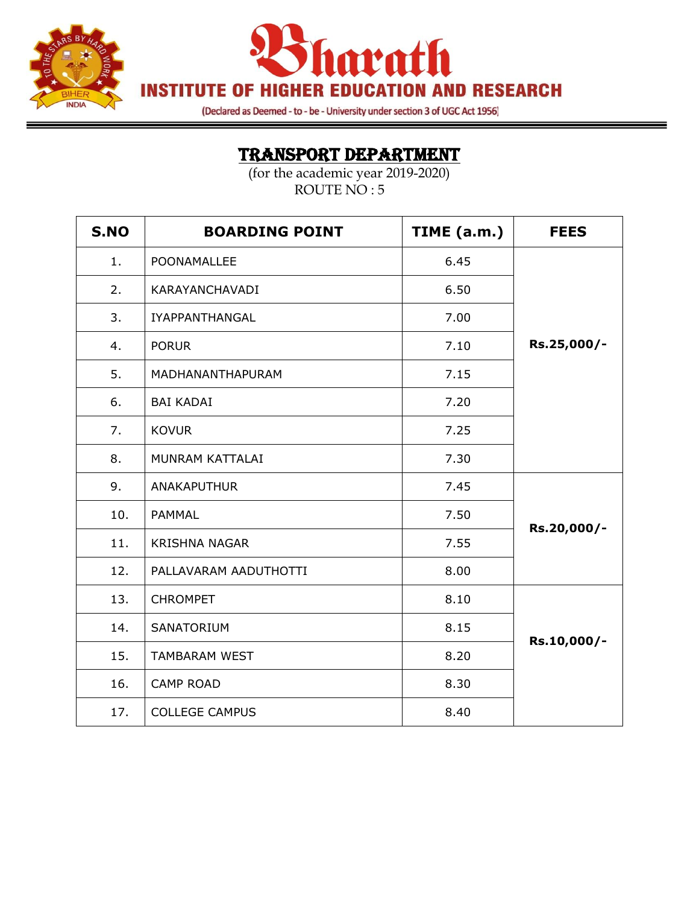# Bharath

## INSTITUTE OF HIGHER EDUCATION AND RESEARCH

(Declared as Deemed - to - be - University under section 3 of UGC Act 1956)

## TRANSPORT DEPARTMENT

(for the academic year 2019-2020)

ROUTE NO : 5

| S.NO | BOARDING POINT | TIME (a.m.) | FEES |
|---|---|---|---|
| 1. | POONAMALLEE | 6.45 | **Rs.25,000/-** |
| 2. | KARAYANCHAVADI | 6.50 | |
| 3. | IYAPPANTHANGAL | 7.00 | |
| 4. | PORUR | 7.10 | |
| 5. | MADHANANTHAPURAM | 7.15 | |
| 6. | BAI KADAI | 7.20 | |
| 7. | KOVUR | 7.25 | |
| 8. | MUNRAM KATTALAI | 7.30 | |
| 9. | ANAKAPUTHUR | 7.45 | **Rs.20,000/-** |
| 10. | PAMMAL | 7.50 | |
| 11. | KRISHNA NAGAR | 7.55 | |
| 12. | PALLAVARAM AADUTHOTTI | 8.00 | |
| 13. | CHROMPET | 8.10 | **Rs.10,000/-** |
| 14. | SANATORIUM | 8.15 | |
| 15. | TAMBARAM WEST | 8.20 | |
| 16. | CAMP ROAD | 8.30 | |
| 17. | COLLEGE CAMPUS | 8.40 | |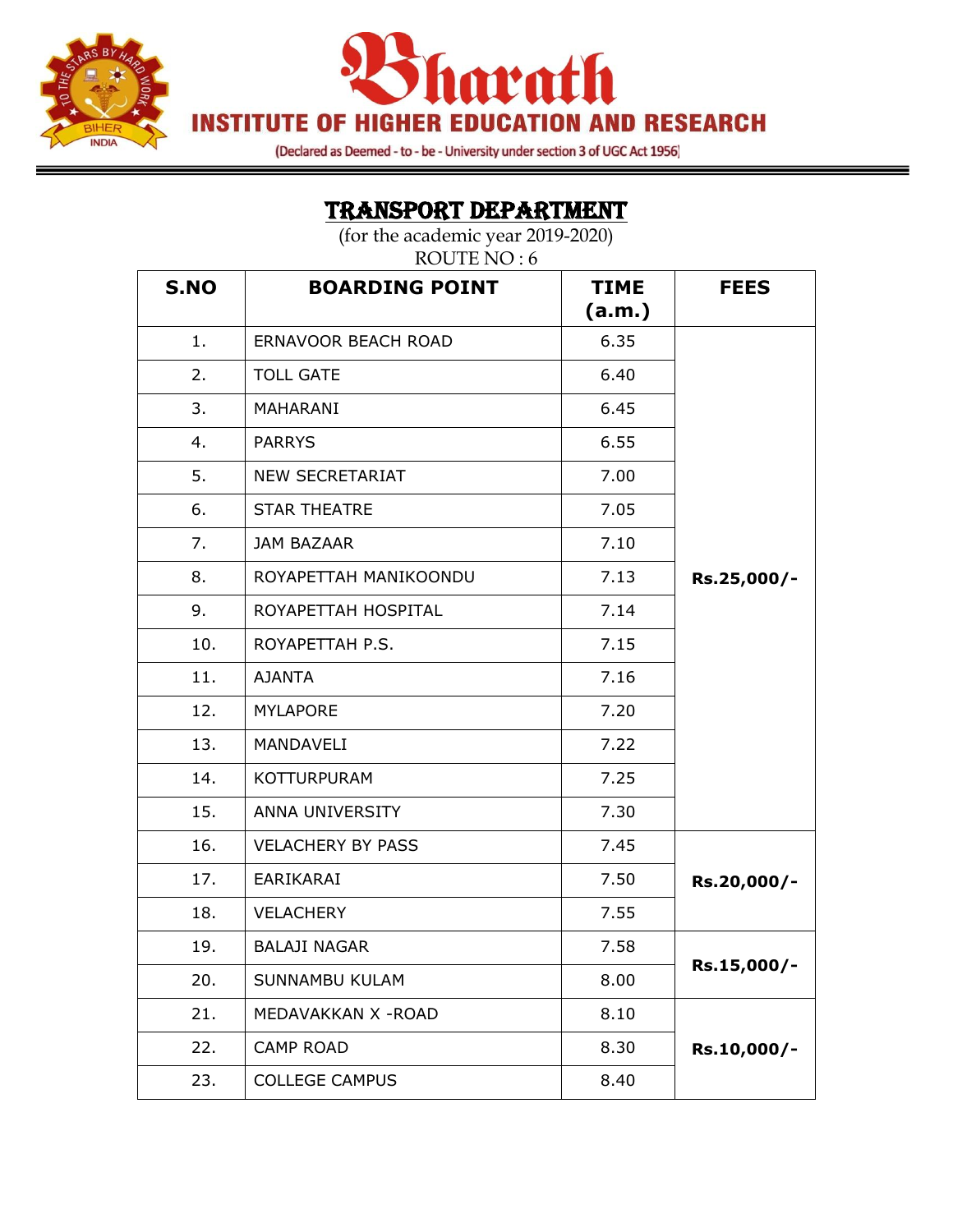# Bharath

## INSTITUTE OF HIGHER EDUCATION AND RESEARCH

(Declared as Deemed - to - be - University under section 3 of UGC Act 1956)

## TRANSPORT DEPARTMENT

(for the academic year 2019-2020)

ROUTE NO : 6

| S.NO | BOARDING POINT | TIME (a.m.) | FEES |
|---|---|---|---|
| 1. | ERNAVOOR BEACH ROAD | 6.35 | Rs.25,000/- |
| 2. | TOLL GATE | 6.40 | |
| 3. | MAHARANI | 6.45 | |
| 4. | PARRYS | 6.55 | |
| 5. | NEW SECRETARIAT | 7.00 | |
| 6. | STAR THEATRE | 7.05 | |
| 7. | JAM BAZAAR | 7.10 | |
| 8. | ROYAPETTAH MANIKOONDU | 7.13 | |
| 9. | ROYAPETTAH HOSPITAL | 7.14 | |
| 10. | ROYAPETTAH P.S. | 7.15 | |
| 11. | AJANTA | 7.16 | |
| 12. | MYLAPORE | 7.20 | |
| 13. | MANDAVELI | 7.22 | |
| 14. | KOTTURPURAM | 7.25 | |
| 15. | ANNA UNIVERSITY | 7.30 | |
| 16. | VELACHERY BY PASS | 7.45 | Rs.20,000/- |
| 17. | EARIKARAI | 7.50 | |
| 18. | VELACHERY | 7.55 | |
| 19. | BALAJI NAGAR | 7.58 | Rs.15,000/- |
| 20. | SUNNAMBU KULAM | 8.00 | |
| 21. | MEDAVAKKAN X -ROAD | 8.10 | Rs.10,000/- |
| 22. | CAMP ROAD | 8.30 | |
| 23. | COLLEGE CAMPUS | 8.40 | |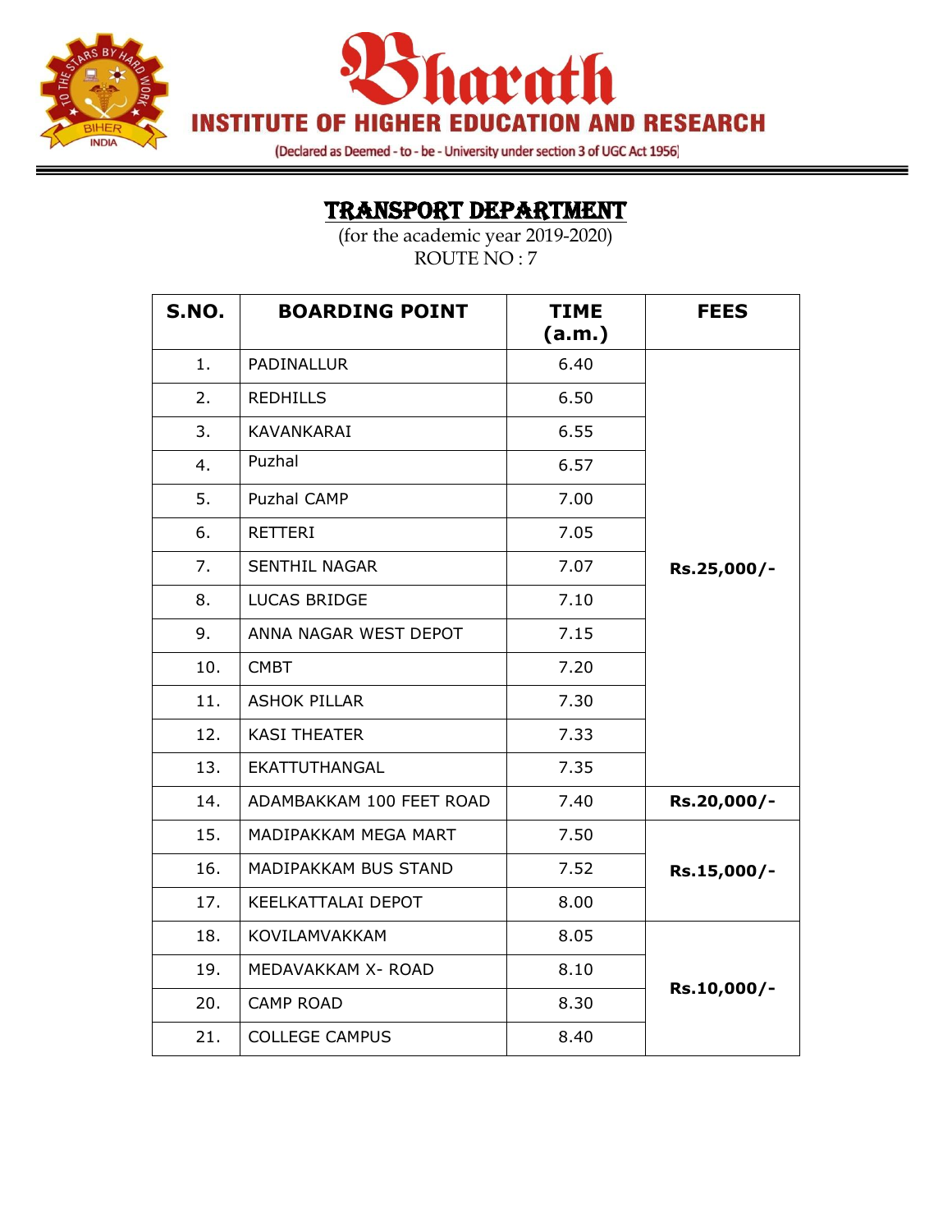# Bharath

## INSTITUTE OF HIGHER EDUCATION AND RESEARCH

(Declared as Deemed - to - be - University under section 3 of UGC Act 1956)

## TRANSPORT DEPARTMENT

(for the academic year 2019-2020)

ROUTE NO : 7

| S.NO. | BOARDING POINT | TIME (a.m.) | FEES |
|---|---|---|---|
| 1. | PADINALLUR | 6.40 | Rs.25,000/- |
| 2. | REDHILLS | 6.50 | |
| 3. | KAVANKARAI | 6.55 | |
| 4. | Puzhal | 6.57 | |
| 5. | Puzhal CAMP | 7.00 | |
| 6. | RETTERI | 7.05 | |
| 7. | SENTHIL NAGAR | 7.07 | |
| 8. | LUCAS BRIDGE | 7.10 | |
| 9. | ANNA NAGAR WEST DEPOT | 7.15 | |
| 10. | CMBT | 7.20 | |
| 11. | ASHOK PILLAR | 7.30 | |
| 12. | KASI THEATER | 7.33 | |
| 13. | EKATTUTHANGAL | 7.35 | |
| 14. | ADAMBAKKAM 100 FEET ROAD | 7.40 | Rs.20,000/- |
| 15. | MADIPAKKAM MEGA MART | 7.50 | Rs.15,000/- |
| 16. | MADIPAKKAM BUS STAND | 7.52 | |
| 17. | KEELKATTALAI DEPOT | 8.00 | |
| 18. | KOVILAMVAKKAM | 8.05 | Rs.10,000/- |
| 19. | MEDAVAKKAM X- ROAD | 8.10 | |
| 20. | CAMP ROAD | 8.30 | |
| 21. | COLLEGE CAMPUS | 8.40 | |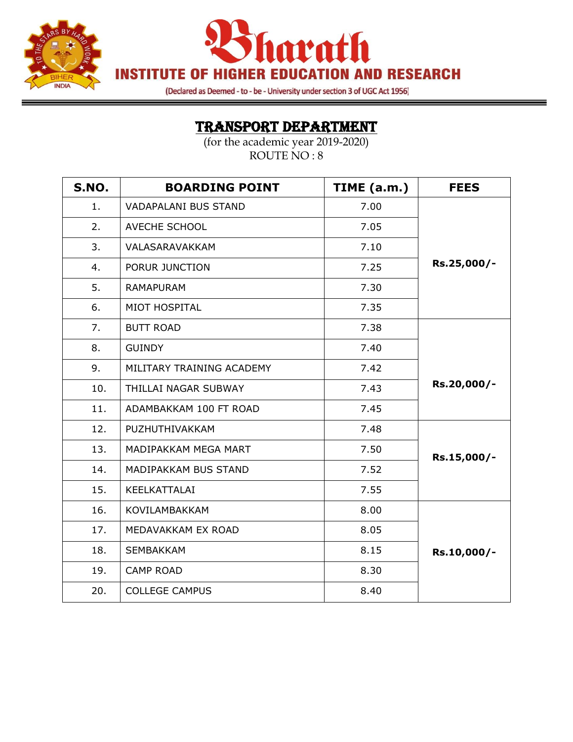# Bharath

## INSTITUTE OF HIGHER EDUCATION AND RESEARCH

(Declared as Deemed - to - be - University under section 3 of UGC Act 1956)

## TRANSPORT DEPARTMENT

(for the academic year 2019-2020)

ROUTE NO : 8

| S.NO. | BOARDING POINT | TIME (a.m.) | FEES |
|---|---|---|---|
| 1. | VADAPALANI BUS STAND | 7.00 | Rs.25,000/- |
| 2. | AVECHE SCHOOL | 7.05 | |
| 3. | VALASARAVAKKAM | 7.10 | |
| 4. | PORUR JUNCTION | 7.25 | |
| 5. | RAMAPURAM | 7.30 | |
| 6. | MIOT HOSPITAL | 7.35 | |
| 7. | BUTT ROAD | 7.38 | Rs.20,000/- |
| 8. | GUINDY | 7.40 | |
| 9. | MILITARY TRAINING ACADEMY | 7.42 | |
| 10. | THILLAI NAGAR SUBWAY | 7.43 | |
| 11. | ADAMBAKKAM 100 FT ROAD | 7.45 | |
| 12. | PUZHUTHIVAKKAM | 7.48 | Rs.15,000/- |
| 13. | MADIPAKKAM MEGA MART | 7.50 | |
| 14. | MADIPAKKAM BUS STAND | 7.52 | |
| 15. | KEELKATTALAI | 7.55 | |
| 16. | KOVILAMBAKKAM | 8.00 | Rs.10,000/- |
| 17. | MEDAVAKKAM EX ROAD | 8.05 | |
| 18. | SEMBAKKAM | 8.15 | |
| 19. | CAMP ROAD | 8.30 | |
| 20. | COLLEGE CAMPUS | 8.40 | |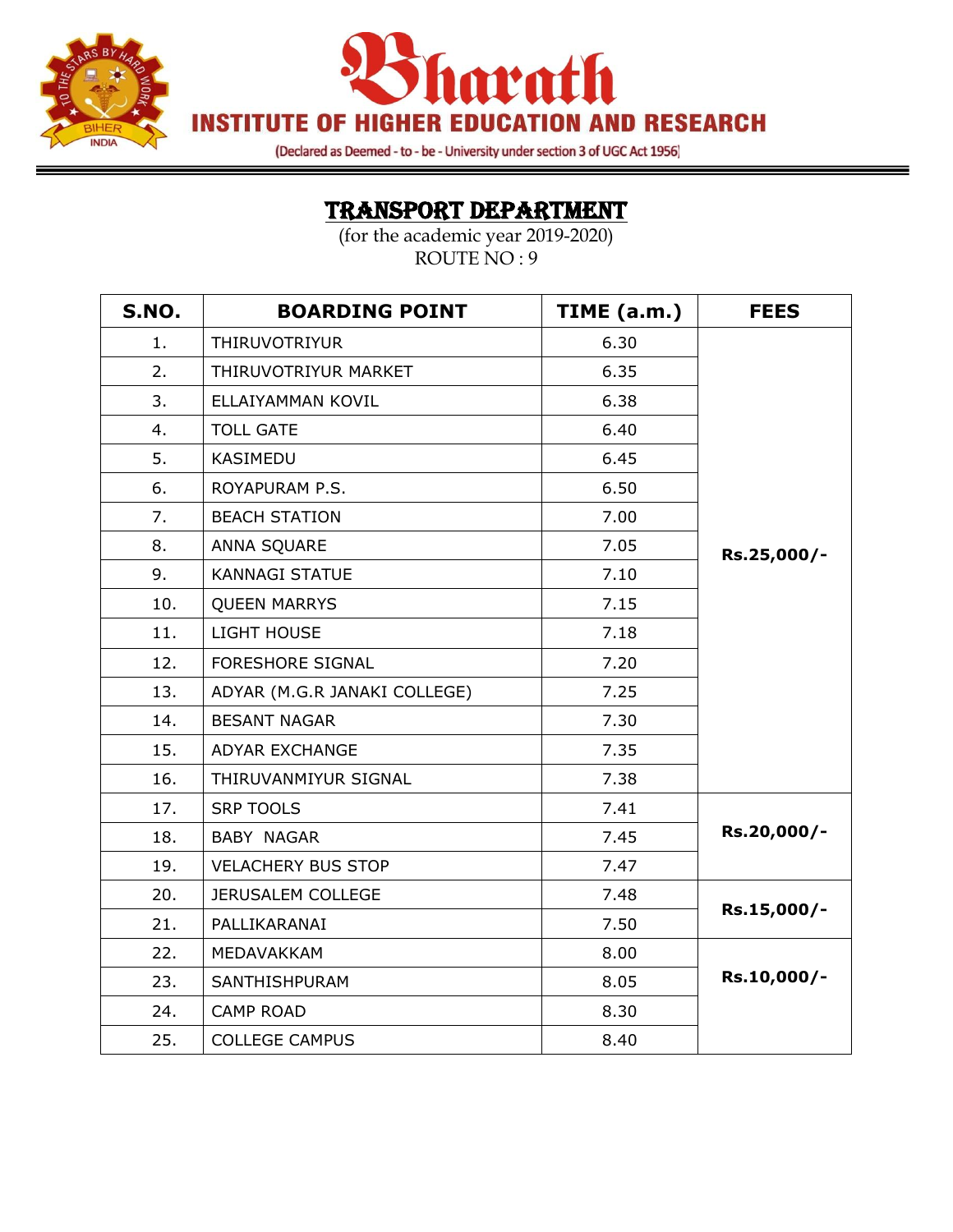# Bharath

## INSTITUTE OF HIGHER EDUCATION AND RESEARCH

(Declared as Deemed - to - be - University under section 3 of UGC Act 1956)

## TRANSPORT DEPARTMENT

(for the academic year 2019-2020)

ROUTE NO : 9

| S.NO. | BOARDING POINT | TIME (a.m.) | FEES |
|---|---|---|---|
| 1. | THIRUVOTRIYUR | 6.30 | Rs.25,000/- |
| 2. | THIRUVOTRIYUR MARKET | 6.35 | |
| 3. | ELLAIYAMMAN KOVIL | 6.38 | |
| 4. | TOLL GATE | 6.40 | |
| 5. | KASIMEDU | 6.45 | |
| 6. | ROYAPURAM P.S. | 6.50 | |
| 7. | BEACH STATION | 7.00 | |
| 8. | ANNA SQUARE | 7.05 | |
| 9. | KANNAGI STATUE | 7.10 | |
| 10. | QUEEN MARRYS | 7.15 | |
| 11. | LIGHT HOUSE | 7.18 | |
| 12. | FORESHORE SIGNAL | 7.20 | |
| 13. | ADYAR (M.G.R JANAKI COLLEGE) | 7.25 | |
| 14. | BESANT NAGAR | 7.30 | |
| 15. | ADYAR EXCHANGE | 7.35 | |
| 16. | THIRUVANMIYUR SIGNAL | 7.38 | |
| 17. | SRP TOOLS | 7.41 | Rs.20,000/- |
| 18. | BABY NAGAR | 7.45 | |
| 19. | VELACHERY BUS STOP | 7.47 | |
| 20. | JERUSALEM COLLEGE | 7.48 | Rs.15,000/- |
| 21. | PALLIKARANAI | 7.50 | |
| 22. | MEDAVAKKAM | 8.00 | Rs.10,000/- |
| 23. | SANTHISHPURAM | 8.05 | |
| 24. | CAMP ROAD | 8.30 | |
| 25. | COLLEGE CAMPUS | 8.40 | |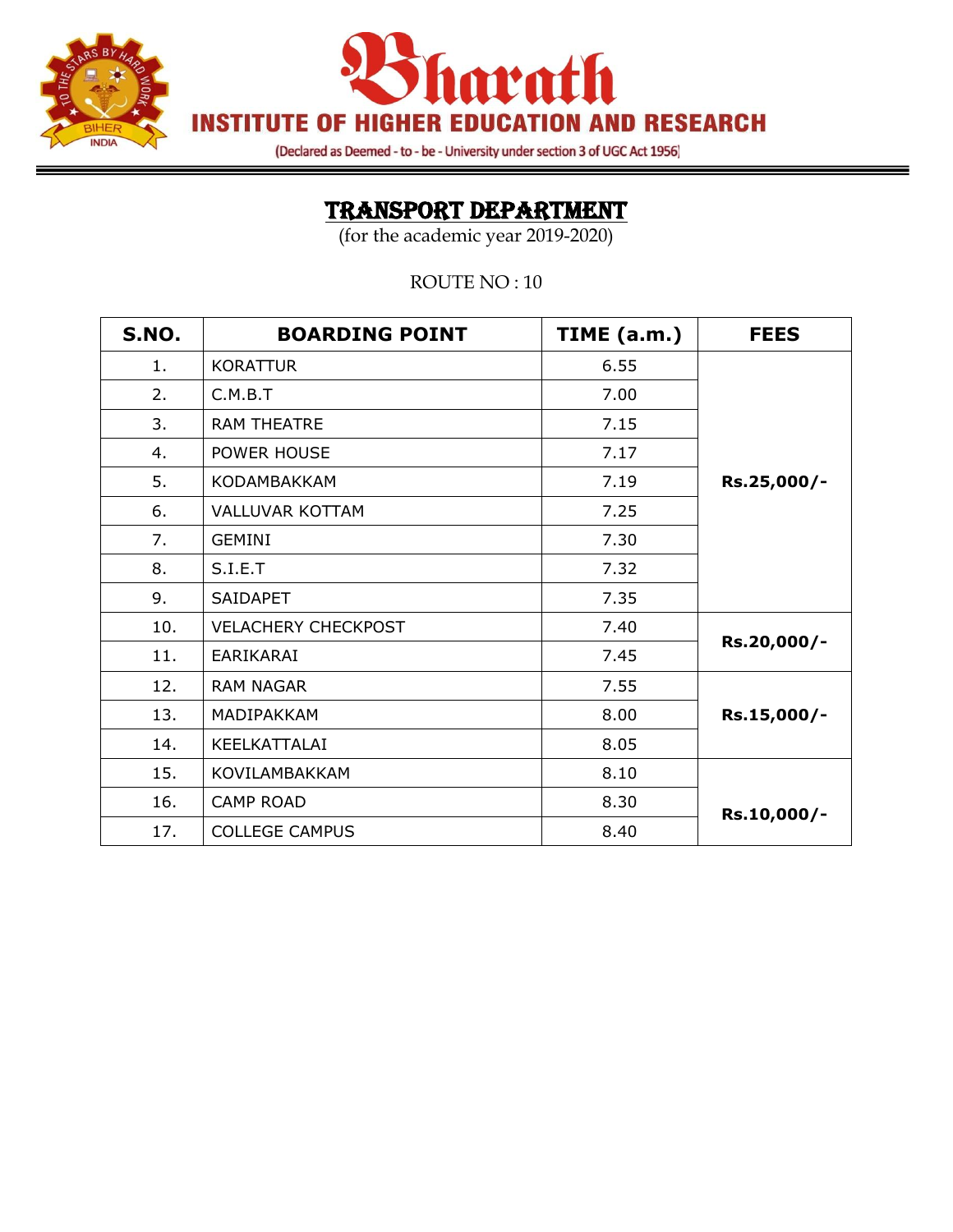# Bharath

## INSTITUTE OF HIGHER EDUCATION AND RESEARCH

(Declared as Deemed - to - be - University under section 3 of UGC Act 1956)

## TRANSPORT DEPARTMENT

(for the academic year 2019-2020)

ROUTE NO : 10

| S.NO. | BOARDING POINT | TIME (a.m.) | FEES |
|---|---|---|---|
| 1. | KORATTUR | 6.55 | **Rs.25,000/-** |
| 2. | C.M.B.T | 7.00 | |
| 3. | RAM THEATRE | 7.15 | |
| 4. | POWER HOUSE | 7.17 | |
| 5. | KODAMBAKKAM | 7.19 | |
| 6. | VALLUVAR KOTTAM | 7.25 | |
| 7. | GEMINI | 7.30 | |
| 8. | S.I.E.T | 7.32 | |
| 9. | SAIDAPET | 7.35 | |
| 10. | VELACHERY CHECKPOST | 7.40 | **Rs.20,000/-** |
| 11. | EARIKARAI | 7.45 | |
| 12. | RAM NAGAR | 7.55 | **Rs.15,000/-** |
| 13. | MADIPAKKAM | 8.00 | |
| 14. | KEELKATTALAI | 8.05 | |
| 15. | KOVILAMBAKKAM | 8.10 | **Rs.10,000/-** |
| 16. | CAMP ROAD | 8.30 | |
| 17. | COLLEGE CAMPUS | 8.40 | |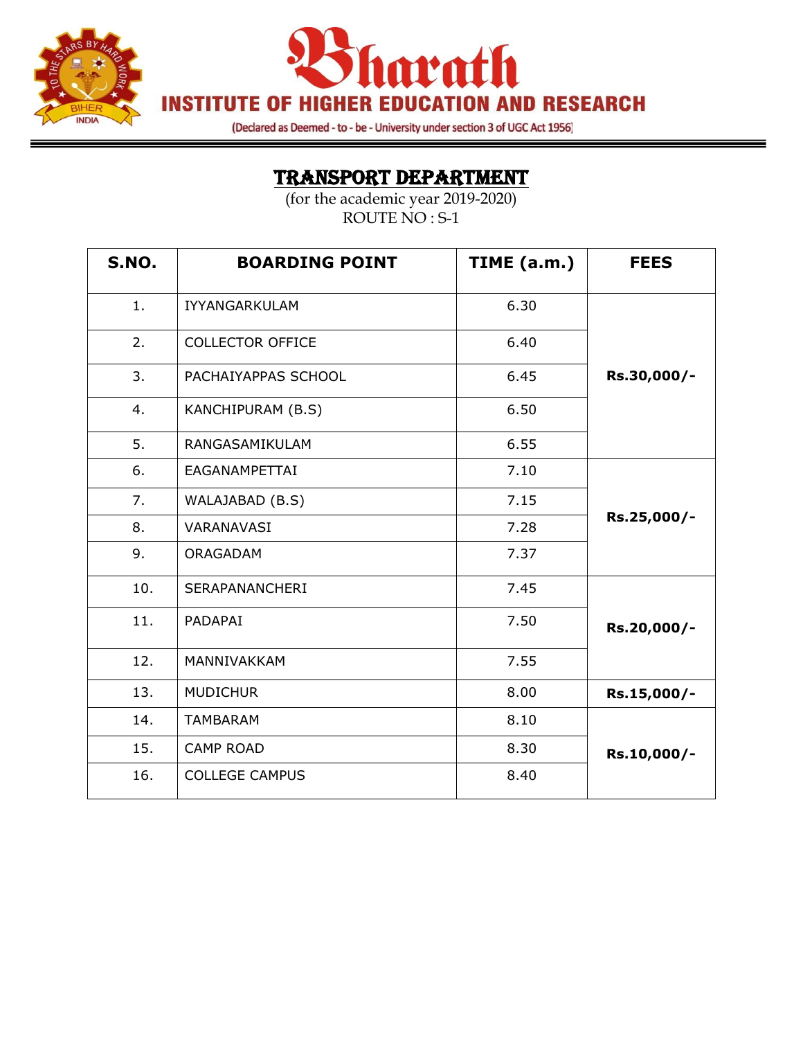# Bharath

## INSTITUTE OF HIGHER EDUCATION AND RESEARCH

(Declared as Deemed - to - be - University under section 3 of UGC Act 1956)

## TRANSPORT DEPARTMENT

(for the academic year 2019-2020)

ROUTE NO : S-1

| S.NO. | BOARDING POINT | TIME (a.m.) | FEES |
|---|---|---|---|
| 1. | IYYANGARKULAM | 6.30 | **Rs.30,000/-** |
| 2. | COLLECTOR OFFICE | 6.40 | |
| 3. | PACHAIYAPPAS SCHOOL | 6.45 | |
| 4. | KANCHIPURAM (B.S) | 6.50 | |
| 5. | RANGASAMIKULAM | 6.55 | |
| 6. | EAGANAMPETTAI | 7.10 | **Rs.25,000/-** |
| 7. | WALAJABAD (B.S) | 7.15 | |
| 8. | VARANAVASI | 7.28 | |
| 9. | ORAGADAM | 7.37 | |
| 10. | SERAPANANCHERI | 7.45 | **Rs.20,000/-** |
| 11. | PADAPAI | 7.50 | |
| 12. | MANNIVAKKAM | 7.55 | |
| 13. | MUDICHUR | 8.00 | **Rs.15,000/-** |
| 14. | TAMBARAM | 8.10 | **Rs.10,000/-** |
| 15. | CAMP ROAD | 8.30 | |
| 16. | COLLEGE CAMPUS | 8.40 | |